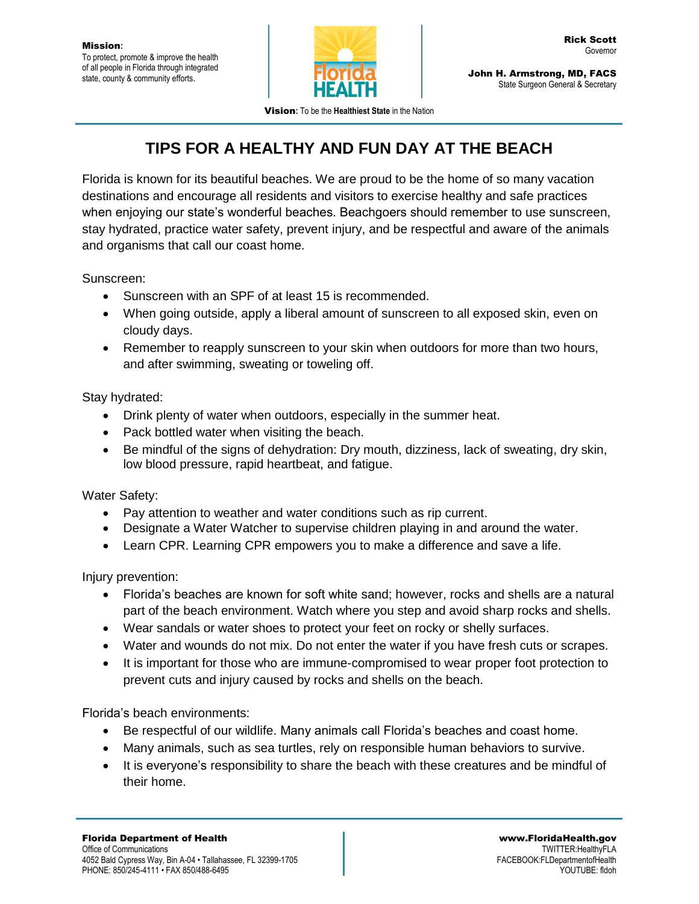**Mission**:
To protect, promote & improve the health of all people in Florida through integrated state, county & community efforts.

Florida HEALTH

**Rick Scott**
Governor

**John H. Armstrong, MD, FACS**
State Surgeon General & Secretary

**Vision**: To be the **Healthiest State** in the Nation

# TIPS FOR A HEALTHY AND FUN DAY AT THE BEACH

Florida is known for its beautiful beaches. We are proud to be the home of so many vacation destinations and encourage all residents and visitors to exercise healthy and safe practices when enjoying our state's wonderful beaches. Beachgoers should remember to use sunscreen, stay hydrated, practice water safety, prevent injury, and be respectful and aware of the animals and organisms that call our coast home.

Sunscreen:

- Sunscreen with an SPF of at least 15 is recommended.
- When going outside, apply a liberal amount of sunscreen to all exposed skin, even on cloudy days.
- Remember to reapply sunscreen to your skin when outdoors for more than two hours, and after swimming, sweating or toweling off.

Stay hydrated:

- Drink plenty of water when outdoors, especially in the summer heat.
- Pack bottled water when visiting the beach.
- Be mindful of the signs of dehydration: Dry mouth, dizziness, lack of sweating, dry skin, low blood pressure, rapid heartbeat, and fatigue.

Water Safety:

- Pay attention to weather and water conditions such as rip current.
- Designate a Water Watcher to supervise children playing in and around the water.
- Learn CPR. Learning CPR empowers you to make a difference and save a life.

Injury prevention:

- Florida's beaches are known for soft white sand; however, rocks and shells are a natural part of the beach environment. Watch where you step and avoid sharp rocks and shells.
- Wear sandals or water shoes to protect your feet on rocky or shelly surfaces.
- Water and wounds do not mix. Do not enter the water if you have fresh cuts or scrapes.
- It is important for those who are immune-compromised to wear proper foot protection to prevent cuts and injury caused by rocks and shells on the beach.

Florida's beach environments:

- Be respectful of our wildlife. Many animals call Florida's beaches and coast home.
- Many animals, such as sea turtles, rely on responsible human behaviors to survive.
- It is everyone's responsibility to share the beach with these creatures and be mindful of their home.

**Florida Department of Health**
Office of Communications
4052 Bald Cypress Way, Bin A-04 • Tallahassee, FL 32399-1705
PHONE: 850/245-4111 • FAX 850/488-6495

**www.FloridaHealth.gov**
TWITTER:HealthyFLA
FACEBOOK:FLDepartmentofHealth
YOUTUBE: fldoh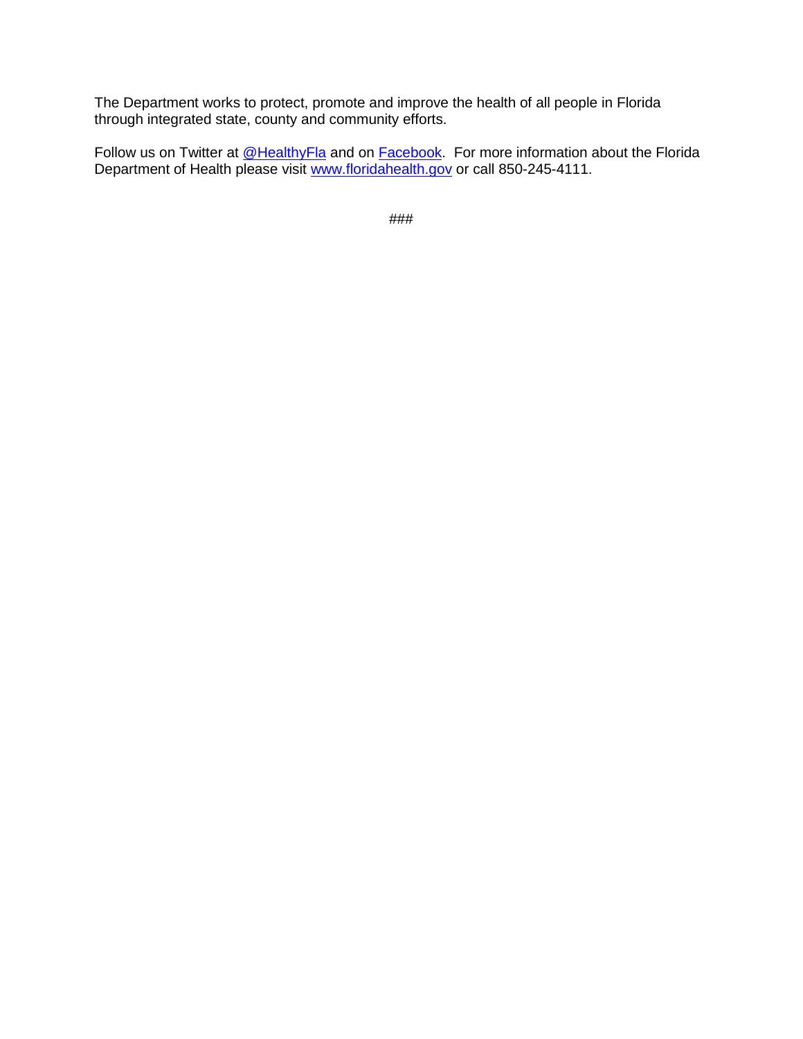The Department works to protect, promote and improve the health of all people in Florida through integrated state, county and community efforts.

Follow us on Twitter at [@HealthyFla](https://twitter.com/HealthyFla) and on [Facebook](https://www.facebook.com/). For more information about the Florida Department of Health please visit [www.floridahealth.gov](http://www.floridahealth.gov) or call 850-245-4111.

###